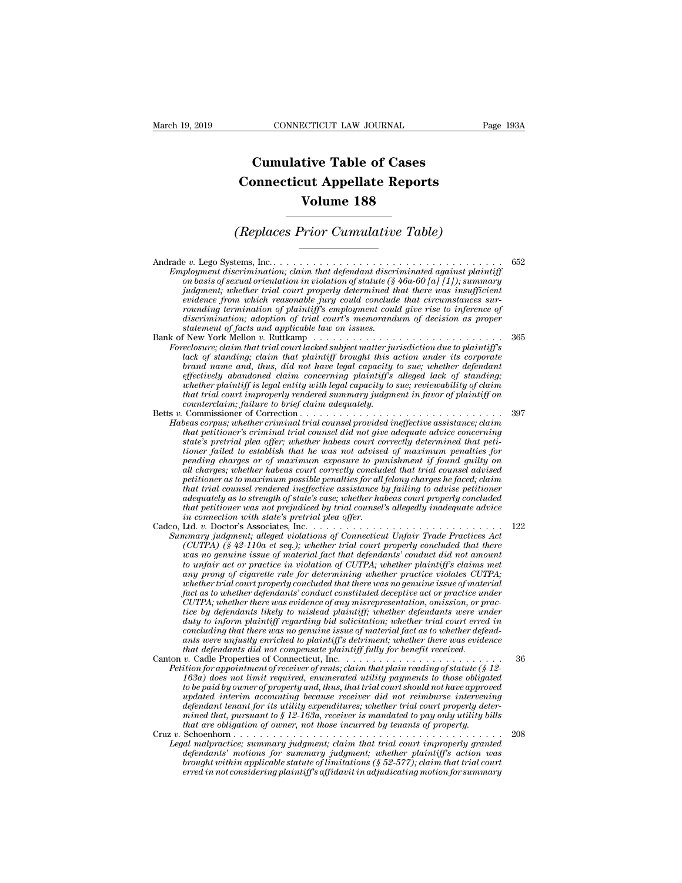# Cumulative Table of Cases
# Connecticut Appellate Reports
# Volume 188

## *(Replaces Prior Cumulative Table)*

Andrade *v.* Lego Systems, Inc. . . . . . . . . . . . . . . . . . . . . . . . . . . . . . . . . . . . . 652

*Employment discrimination; claim that defendant discriminated against plaintiff on basis of sexual orientation in violation of statute (§ 46a-60 [a] [1]); summary judgment; whether trial court properly determined that there was insufficient evidence from which reasonable jury could conclude that circumstances surrounding termination of plaintiff's employment could give rise to inference of discrimination; adoption of trial court's memorandum of decision as proper statement of facts and applicable law on issues.*

Bank of New York Mellon *v.* Ruttkamp . . . . . . . . . . . . . . . . . . . . . . . . . . . . . 365

*Foreclosure; claim that trial court lacked subject matter jurisdiction due to plaintiff's lack of standing; claim that plaintiff brought this action under its corporate brand name and, thus, did not have legal capacity to sue; whether defendant effectively abandoned claim concerning plaintiff's alleged lack of standing; whether plaintiff is legal entity with legal capacity to sue; reviewability of claim that trial court improperly rendered summary judgment in favor of plaintiff on counterclaim; failure to brief claim adequately.*

Betts *v.* Commissioner of Correction . . . . . . . . . . . . . . . . . . . . . . . . . . . . . . . . 397

*Habeas corpus; whether criminal trial counsel provided ineffective assistance; claim that petitioner's criminal trial counsel did not give adequate advice concerning state's pretrial plea offer; whether habeas court correctly determined that petitioner failed to establish that he was not advised of maximum penalties for pending charges or of maximum exposure to punishment if found guilty on all charges; whether habeas court correctly concluded that trial counsel advised petitioner as to maximum possible penalties for all felony charges he faced; claim that trial counsel rendered ineffective assistance by failing to advise petitioner adequately as to strength of state's case; whether habeas court properly concluded that petitioner was not prejudiced by trial counsel's allegedly inadequate advice in connection with state's pretrial plea offer.*

Cadco, Ltd. *v.* Doctor's Associates, Inc. . . . . . . . . . . . . . . . . . . . . . . . . . . . . . 122

*Summary judgment; alleged violations of Connecticut Unfair Trade Practices Act (CUTPA) (§ 42-110a et seq.); whether trial court properly concluded that there was no genuine issue of material fact that defendants' conduct did not amount to unfair act or practice in violation of CUTPA; whether plaintiff's claims met any prong of cigarette rule for determining whether practice violates CUTPA; whether trial court properly concluded that there was no genuine issue of material fact as to whether defendants' conduct constituted deceptive act or practice under CUTPA; whether there was evidence of any misrepresentation, omission, or practice by defendants likely to mislead plaintiff; whether defendants were under duty to inform plaintiff regarding bid solicitation; whether trial court erred in concluding that there was no genuine issue of material fact as to whether defendants were unjustly enriched to plaintiff's detriment; whether there was evidence that defendants did not compensate plaintiff fully for benefit received.*

Canton *v.* Cadle Properties of Connecticut, Inc. . . . . . . . . . . . . . . . . . . . . . . . 36

*Petition for appointment of receiver of rents; claim that plain reading of statute (§ 12-163a) does not limit required, enumerated utility payments to those obligated to be paid by owner of property and, thus, that trial court should not have approved updated interim accounting because receiver did not reimburse intervening defendant tenant for its utility expenditures; whether trial court properly determined that, pursuant to § 12-163a, receiver is mandated to pay only utility bills that are obligation of owner, not those incurred by tenants of property.*

Cruz *v.* Schoenhorn . . . . . . . . . . . . . . . . . . . . . . . . . . . . . . . . . . . . . . . . . . . 208

*Legal malpractice; summary judgment; claim that trial court improperly granted defendants' motions for summary judgment; whether plaintiff's action was brought within applicable statute of limitations (§ 52-577); claim that trial court erred in not considering plaintiff's affidavit in adjudicating motion for summary*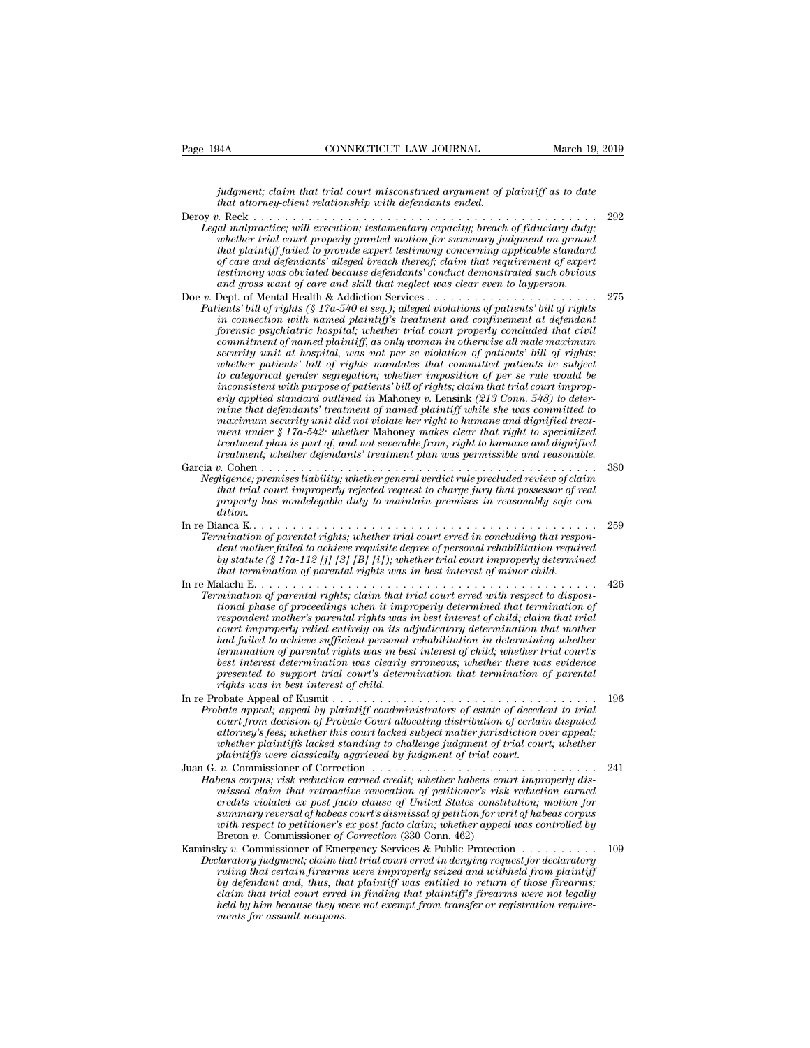*judgment; claim that trial court misconstrued argument of plaintiff as to date that attorney-client relationship with defendants ended.*

Deroy *v.* Reck . . . . . . . . . . . . . . . . . . . . . . . . . . . . . . . . . . . . . . . . . . . . 292

*Legal malpractice; will execution; testamentary capacity; breach of fiduciary duty; whether trial court properly granted motion for summary judgment on ground that plaintiff failed to provide expert testimony concerning applicable standard of care and defendants' alleged breach thereof; claim that requirement of expert testimony was obviated because defendants' conduct demonstrated such obvious and gross want of care and skill that neglect was clear even to layperson.*

Doe *v.* Dept. of Mental Health & Addiction Services . . . . . . . . . . . . . . . . . . . . . . 275

*Patients' bill of rights (§ 17a-540 et seq.); alleged violations of patients' bill of rights in connection with named plaintiff's treatment and confinement at defendant forensic psychiatric hospital; whether trial court properly concluded that civil commitment of named plaintiff, as only woman in otherwise all male maximum security unit at hospital, was not per se violation of patients' bill of rights; whether patients' bill of rights mandates that committed patients be subject to categorical gender segregation; whether imposition of per se rule would be inconsistent with purpose of patients' bill of rights; claim that trial court improperly applied standard outlined in* Mahoney *v.* Lensink *(213 Conn. 548) to determine that defendants' treatment of named plaintiff while she was committed to maximum security unit did not violate her right to humane and dignified treatment under § 17a-542: whether* Mahoney *makes clear that right to specialized treatment plan is part of, and not severable from, right to humane and dignified treatment; whether defendants' treatment plan was permissible and reasonable.*

Garcia *v.* Cohen . . . . . . . . . . . . . . . . . . . . . . . . . . . . . . . . . . . . . . . . . . . . 380

*Negligence; premises liability; whether general verdict rule precluded review of claim that trial court improperly rejected request to charge jury that possessor of real property has nondelegable duty to maintain premises in reasonably safe condition.*

In re Bianca K. . . . . . . . . . . . . . . . . . . . . . . . . . . . . . . . . . . . . . . . . . . . . 259

*Termination of parental rights; whether trial court erred in concluding that respondent mother failed to achieve requisite degree of personal rehabilitation required by statute (§ 17a-112 [j] [3] [B] [i]); whether trial court improperly determined that termination of parental rights was in best interest of minor child.*

In re Malachi E. . . . . . . . . . . . . . . . . . . . . . . . . . . . . . . . . . . . . . . . . . . . . 426

*Termination of parental rights; claim that trial court erred with respect to dispositional phase of proceedings when it improperly determined that termination of respondent mother's parental rights was in best interest of child; claim that trial court improperly relied entirely on its adjudicatory determination that mother had failed to achieve sufficient personal rehabilitation in determining whether termination of parental rights was in best interest of child; whether trial court's best interest determination was clearly erroneous; whether there was evidence presented to support trial court's determination that termination of parental rights was in best interest of child.*

In re Probate Appeal of Kusmit . . . . . . . . . . . . . . . . . . . . . . . . . . . . . . . . . . . 196

*Probate appeal; appeal by plaintiff coadministrators of estate of decedent to trial court from decision of Probate Court allocating distribution of certain disputed attorney's fees; whether this court lacked subject matter jurisdiction over appeal; whether plaintiffs lacked standing to challenge judgment of trial court; whether plaintiffs were classically aggrieved by judgment of trial court.*

Juan G. *v.* Commissioner of Correction . . . . . . . . . . . . . . . . . . . . . . . . . . . . . 241

*Habeas corpus; risk reduction earned credit; whether habeas court improperly dismissed claim that retroactive revocation of petitioner's risk reduction earned credits violated ex post facto clause of United States constitution; motion for summary reversal of habeas court's dismissal of petition for writ of habeas corpus with respect to petitioner's ex post facto claim; whether appeal was controlled by* Breton *v.* Commissioner *of Correction* (330 Conn. 462)

Kaminsky *v.* Commissioner of Emergency Services & Public Protection . . . . . . . . . . 109

*Declaratory judgment; claim that trial court erred in denying request for declaratory ruling that certain firearms were improperly seized and withheld from plaintiff by defendant and, thus, that plaintiff was entitled to return of those firearms; claim that trial court erred in finding that plaintiff's firearms were not legally held by him because they were not exempt from transfer or registration requirements for assault weapons.*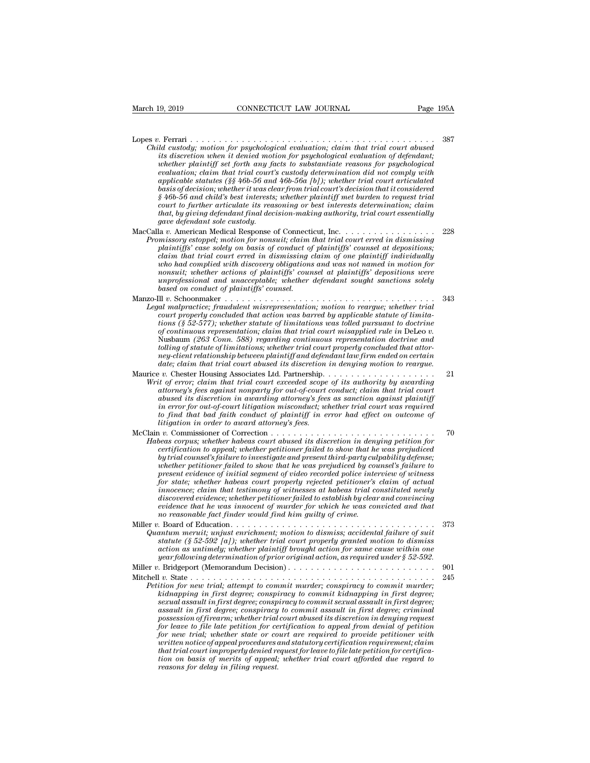Lopes *v.* Ferrari . . . . . . . . . . . . . . . . . . . . . . . . . . . . . . . . . . . . . . . . . . . 387
*Child custody; motion for psychological evaluation; claim that trial court abused its discretion when it denied motion for psychological evaluation of defendant; whether plaintiff set forth any facts to substantiate reasons for psychological evaluation; claim that trial court's custody determination did not comply with applicable statutes (§§ 46b-56 and 46b-56a [b]); whether trial court articulated basis of decision; whether it was clear from trial court's decision that it considered § 46b-56 and child's best interests; whether plaintiff met burden to request trial court to further articulate its reasoning or best interests determination; claim that, by giving defendant final decision-making authority, trial court essentially gave defendant sole custody.*

MacCalla *v.* American Medical Response of Connecticut, Inc. . . . . . . . . . . . . . . . . 228
*Promissory estoppel; motion for nonsuit; claim that trial court erred in dismissing plaintiffs' case solely on basis of conduct of plaintiffs' counsel at depositions; claim that trial court erred in dismissing claim of one plaintiff individually who had complied with discovery obligations and was not named in motion for nonsuit; whether actions of plaintiffs' counsel at plaintiffs' depositions were unprofessional and unacceptable; whether defendant sought sanctions solely based on conduct of plaintiffs' counsel.*

Manzo-Ill *v.* Schoonmaker . . . . . . . . . . . . . . . . . . . . . . . . . . . . . . . . . . . . . 343
*Legal malpractice; fraudulent misrepresentation; motion to reargue; whether trial court properly concluded that action was barred by applicable statute of limitations (§ 52-577); whether statute of limitations was tolled pursuant to doctrine of continuous representation; claim that trial court misapplied rule in* DeLeo *v.* Nusbaum *(263 Conn. 588) regarding continuous representation doctrine and tolling of statute of limitations; whether trial court properly concluded that attorney-client relationship between plaintiff and defendant law firm ended on certain date; claim that trial court abused its discretion in denying motion to reargue.*

Maurice *v.* Chester Housing Associates Ltd. Partnership. . . . . . . . . . . . . . . . . . . . 21
*Writ of error; claim that trial court exceeded scope of its authority by awarding attorney's fees against nonparty for out-of-court conduct; claim that trial court abused its discretion in awarding attorney's fees as sanction against plaintiff in error for out-of-court litigation misconduct; whether trial court was required to find that bad faith conduct of plaintiff in error had effect on outcome of litigation in order to award attorney's fees.*

McClain *v.* Commissioner of Correction . . . . . . . . . . . . . . . . . . . . . . . . . . . . . 70
*Habeas corpus; whether habeas court abused its discretion in denying petition for certification to appeal; whether petitioner failed to show that he was prejudiced by trial counsel's failure to investigate and present third-party culpability defense; whether petitioner failed to show that he was prejudiced by counsel's failure to present evidence of initial segment of video recorded police interview of witness for state; whether habeas court properly rejected petitioner's claim of actual innocence; claim that testimony of witnesses at habeas trial constituted newly discovered evidence; whether petitioner failed to establish by clear and convincing evidence that he was innocent of murder for which he was convicted and that no reasonable fact finder would find him guilty of crime.*

Miller *v.* Board of Education. . . . . . . . . . . . . . . . . . . . . . . . . . . . . . . . . . . . . 373
*Quantum meruit; unjust enrichment; motion to dismiss; accidental failure of suit statute (§ 52-592 [a]); whether trial court properly granted motion to dismiss action as untimely; whether plaintiff brought action for same cause within one year following determination of prior original action, as required under § 52-592.*

Miller *v.* Bridgeport (Memorandum Decision) . . . . . . . . . . . . . . . . . . . . . . . . . . 901

Mitchell *v.* State . . . . . . . . . . . . . . . . . . . . . . . . . . . . . . . . . . . . . . . . . . . . 245
*Petition for new trial; attempt to commit murder; conspiracy to commit murder; kidnapping in first degree; conspiracy to commit kidnapping in first degree; sexual assault in first degree; conspiracy to commit sexual assault in first degree; assault in first degree; conspiracy to commit assault in first degree; criminal possession of firearm; whether trial court abused its discretion in denying request for leave to file late petition for certification to appeal from denial of petition for new trial; whether state or court are required to provide petitioner with written notice of appeal procedures and statutory certification requirement; claim that trial court improperly denied request for leave to file late petition for certification on basis of merits of appeal; whether trial court afforded due regard to reasons for delay in filing request.*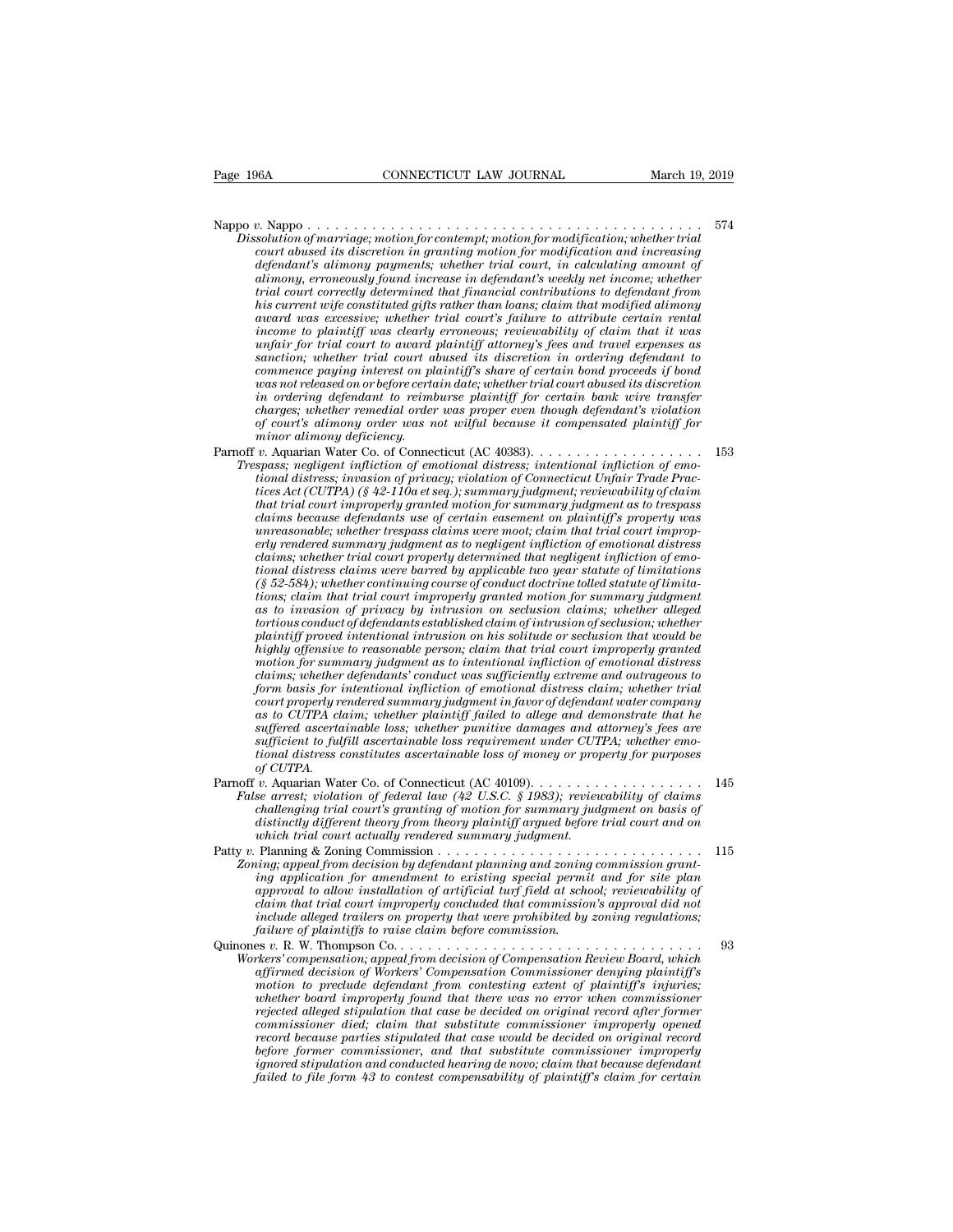Nappo *v.* Nappo . . . . . . . . . . . . . . . . . . . . . . . . . . . . . . . . . . . . . . . . . . . . 574

*Dissolution of marriage; motion for contempt; motion for modification; whether trial court abused its discretion in granting motion for modification and increasing defendant's alimony payments; whether trial court, in calculating amount of alimony, erroneously found increase in defendant's weekly net income; whether trial court correctly determined that financial contributions to defendant from his current wife constituted gifts rather than loans; claim that modified alimony award was excessive; whether trial court's failure to attribute certain rental income to plaintiff was clearly erroneous; reviewability of claim that it was unfair for trial court to award plaintiff attorney's fees and travel expenses as sanction; whether trial court abused its discretion in ordering defendant to commence paying interest on plaintiff's share of certain bond proceeds if bond was not released on or before certain date; whether trial court abused its discretion in ordering defendant to reimburse plaintiff for certain bank wire transfer charges; whether remedial order was proper even though defendant's violation of court's alimony order was not wilful because it compensated plaintiff for minor alimony deficiency.*

Parnoff *v.* Aquarian Water Co. of Connecticut (AC 40383). . . . . . . . . . . . . . . . . . . 153

*Trespass; negligent infliction of emotional distress; intentional infliction of emotional distress; invasion of privacy; violation of Connecticut Unfair Trade Practices Act (CUTPA) (§ 42-110a et seq.); summary judgment; reviewability of claim that trial court improperly granted motion for summary judgment as to trespass claims because defendants use of certain easement on plaintiff's property was unreasonable; whether trespass claims were moot; claim that trial court improperly rendered summary judgment as to negligent infliction of emotional distress claims; whether trial court properly determined that negligent infliction of emotional distress claims were barred by applicable two year statute of limitations (§ 52-584); whether continuing course of conduct doctrine tolled statute of limitations; claim that trial court improperly granted motion for summary judgment as to invasion of privacy by intrusion on seclusion claims; whether alleged tortious conduct of defendants established claim of intrusion of seclusion; whether plaintiff proved intentional intrusion on his solitude or seclusion that would be highly offensive to reasonable person; claim that trial court improperly granted motion for summary judgment as to intentional infliction of emotional distress claims; whether defendants' conduct was sufficiently extreme and outrageous to form basis for intentional infliction of emotional distress claim; whether trial court properly rendered summary judgment in favor of defendant water company as to CUTPA claim; whether plaintiff failed to allege and demonstrate that he suffered ascertainable loss; whether punitive damages and attorney's fees are sufficient to fulfill ascertainable loss requirement under CUTPA; whether emotional distress constitutes ascertainable loss of money or property for purposes of CUTPA.*

Parnoff *v.* Aquarian Water Co. of Connecticut (AC 40109). . . . . . . . . . . . . . . . . . . 145

*False arrest; violation of federal law (42 U.S.C. § 1983); reviewability of claims challenging trial court's granting of motion for summary judgment on basis of distinctly different theory from theory plaintiff argued before trial court and on which trial court actually rendered summary judgment.*

Patty *v.* Planning & Zoning Commission . . . . . . . . . . . . . . . . . . . . . . . . . . . . . 115

*Zoning; appeal from decision by defendant planning and zoning commission granting application for amendment to existing special permit and for site plan approval to allow installation of artificial turf field at school; reviewability of claim that trial court improperly concluded that commission's approval did not include alleged trailers on property that were prohibited by zoning regulations; failure of plaintiffs to raise claim before commission.*

Quinones *v.* R. W. Thompson Co. . . . . . . . . . . . . . . . . . . . . . . . . . . . . . . . . . . 93

*Workers' compensation; appeal from decision of Compensation Review Board, which affirmed decision of Workers' Compensation Commissioner denying plaintiff's motion to preclude defendant from contesting extent of plaintiff's injuries; whether board improperly found that there was no error when commissioner rejected alleged stipulation that case be decided on original record after former commissioner died; claim that substitute commissioner improperly opened record because parties stipulated that case would be decided on original record before former commissioner, and that substitute commissioner improperly ignored stipulation and conducted hearing de novo; claim that because defendant failed to file form 43 to contest compensability of plaintiff's claim for certain*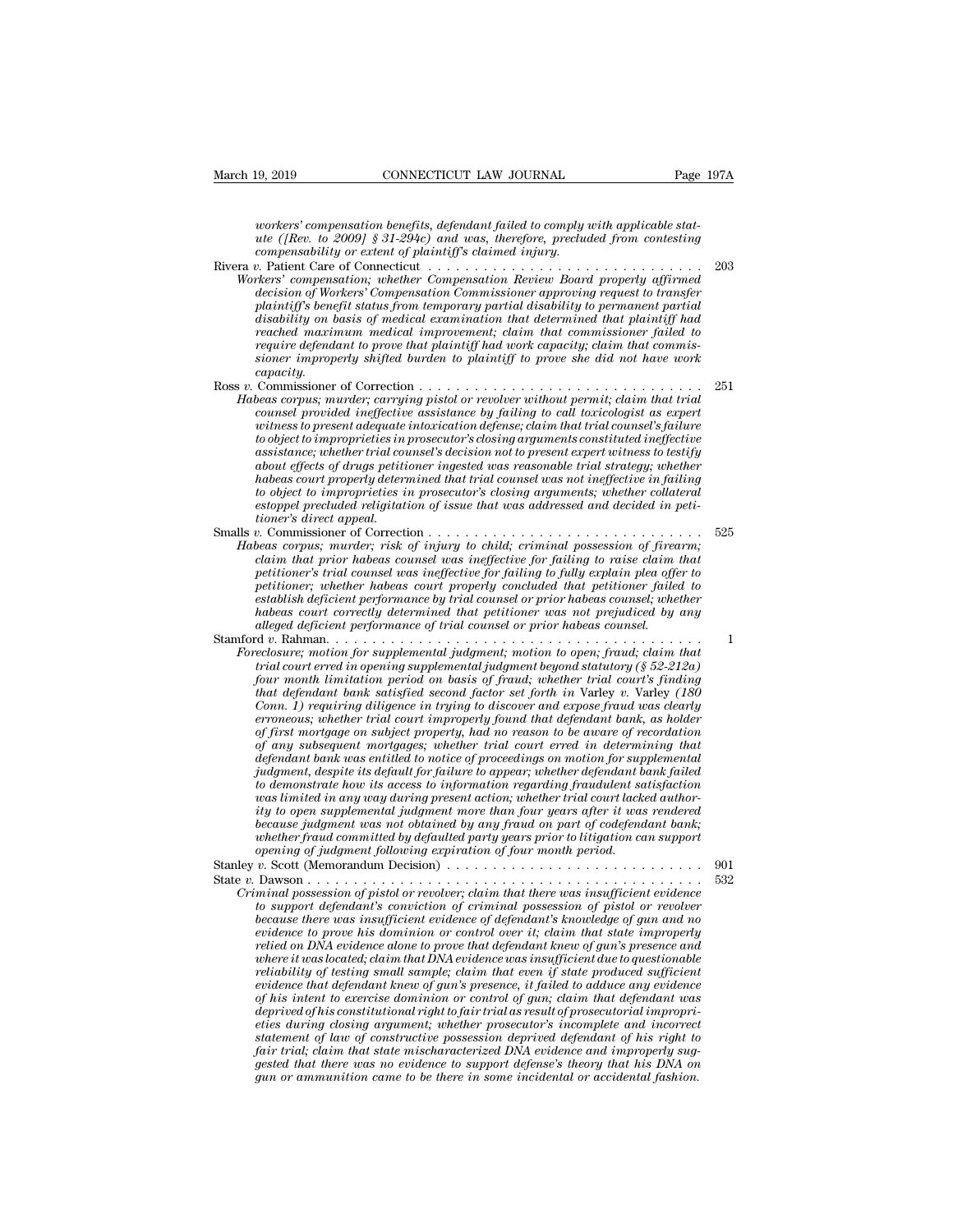*workers' compensation benefits, defendant failed to comply with applicable statute ([Rev. to 2009] § 31-294c) and was, therefore, precluded from contesting compensability or extent of plaintiff's claimed injury.*

Rivera *v.* Patient Care of Connecticut . . . . . . . . . . . . . . . . . . . . . . . . . . . . . . 203

*Workers' compensation; whether Compensation Review Board properly affirmed decision of Workers' Compensation Commissioner approving request to transfer plaintiff's benefit status from temporary partial disability to permanent partial disability on basis of medical examination that determined that plaintiff had reached maximum medical improvement; claim that commissioner failed to require defendant to prove that plaintiff had work capacity; claim that commissioner improperly shifted burden to plaintiff to prove she did not have work capacity.*

Ross *v.* Commissioner of Correction . . . . . . . . . . . . . . . . . . . . . . . . . . . . . . 251

*Habeas corpus; murder; carrying pistol or revolver without permit; claim that trial counsel provided ineffective assistance by failing to call toxicologist as expert witness to present adequate intoxication defense; claim that trial counsel's failure to object to improprieties in prosecutor's closing arguments constituted ineffective assistance; whether trial counsel's decision not to present expert witness to testify about effects of drugs petitioner ingested was reasonable trial strategy; whether habeas court properly determined that trial counsel was not ineffective in failing to object to improprieties in prosecutor's closing arguments; whether collateral estoppel precluded religitation of issue that was addressed and decided in petitioner's direct appeal.*

Smalls *v.* Commissioner of Correction . . . . . . . . . . . . . . . . . . . . . . . . . . . . . 525

*Habeas corpus; murder; risk of injury to child; criminal possession of firearm; claim that prior habeas counsel was ineffective for failing to raise claim that petitioner's trial counsel was ineffective for failing to fully explain plea offer to petitioner; whether habeas court properly concluded that petitioner failed to establish deficient performance by trial counsel or prior habeas counsel; whether habeas court correctly determined that petitioner was not prejudiced by any alleged deficient performance of trial counsel or prior habeas counsel.*

Stamford *v.* Rahman. . . . . . . . . . . . . . . . . . . . . . . . . . . . . . . . . . . . . . . . . 1

*Foreclosure; motion for supplemental judgment; motion to open; fraud; claim that trial court erred in opening supplemental judgment beyond statutory (§ 52-212a) four month limitation period on basis of fraud; whether trial court's finding that defendant bank satisfied second factor set forth in* Varley v. Varley *(180 Conn. 1) requiring diligence in trying to discover and expose fraud was clearly erroneous; whether trial court improperly found that defendant bank, as holder of first mortgage on subject property, had no reason to be aware of recordation of any subsequent mortgages; whether trial court erred in determining that defendant bank was entitled to notice of proceedings on motion for supplemental judgment, despite its default for failure to appear; whether defendant bank failed to demonstrate how its access to information regarding fraudulent satisfaction was limited in any way during present action; whether trial court lacked authority to open supplemental judgment more than four years after it was rendered because judgment was not obtained by any fraud on part of codefendant bank; whether fraud committed by defaulted party years prior to litigation can support opening of judgment following expiration of four month period.*

Stanley *v.* Scott (Memorandum Decision) . . . . . . . . . . . . . . . . . . . . . . . . . . . 901

State *v.* Dawson . . . . . . . . . . . . . . . . . . . . . . . . . . . . . . . . . . . . . . . . . . . 532

*Criminal possession of pistol or revolver; claim that there was insufficient evidence to support defendant's conviction of criminal possession of pistol or revolver because there was insufficient evidence of defendant's knowledge of gun and no evidence to prove his dominion or control over it; claim that state improperly relied on DNA evidence alone to prove that defendant knew of gun's presence and where it was located; claim that DNA evidence was insufficient due to questionable reliability of testing small sample; claim that even if state produced sufficient evidence that defendant knew of gun's presence, it failed to adduce any evidence of his intent to exercise dominion or control of gun; claim that defendant was deprived of his constitutional right to fair trial as result of prosecutorial improprieties during closing argument; whether prosecutor's incomplete and incorrect statement of law of constructive possession deprived defendant of his right to fair trial; claim that state mischaracterized DNA evidence and improperly suggested that there was no evidence to support defense's theory that his DNA on gun or ammunition came to be there in some incidental or accidental fashion.*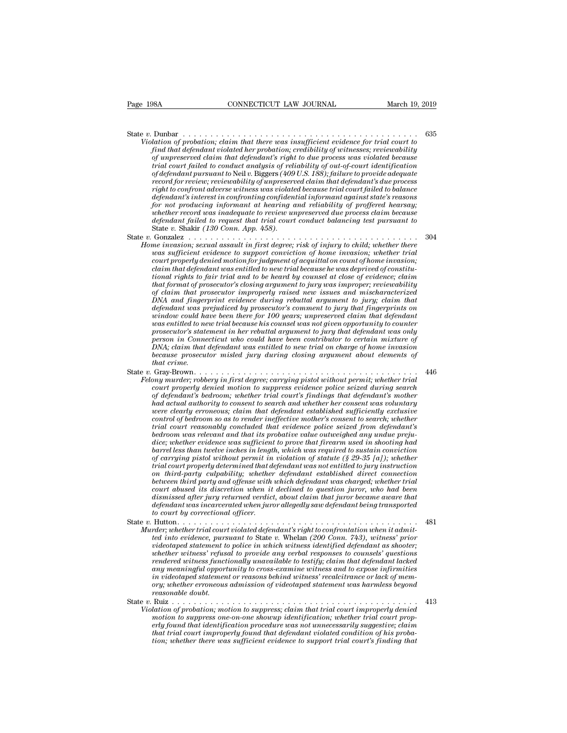State *v.* Dunbar . . . . . . . . . . . . . . . . . . . . . . . . . . . . . . . . . . . . . . . . . . 635
*Violation of probation; claim that there was insufficient evidence for trial court to find that defendant violated her probation; credibility of witnesses; reviewability of unpreserved claim that defendant's right to due process was violated because trial court failed to conduct analysis of reliability of out-of-court identification of defendant pursuant to* Neil *v.* Biggers *(409 U.S. 188); failure to provide adequate record for review; reviewability of unpreserved claim that defendant's due process right to confront adverse witness was violated because trial court failed to balance defendant's interest in confronting confidential informant against state's reasons for not producing informant at hearing and reliability of proffered hearsay; whether record was inadequate to review unpreserved due process claim because defendant failed to request that trial court conduct balancing test pursuant to* State *v.* Shakir *(130 Conn. App. 458).*

State *v.* Gonzalez . . . . . . . . . . . . . . . . . . . . . . . . . . . . . . . . . . . . . . . . . 304
*Home invasion; sexual assault in first degree; risk of injury to child; whether there was sufficient evidence to support conviction of home invasion; whether trial court properly denied motion for judgment of acquittal on count of home invasion; claim that defendant was entitled to new trial because he was deprived of constitutional rights to fair trial and to be heard by counsel at close of evidence; claim that format of prosecutor's closing argument to jury was improper; reviewability of claim that prosecutor improperly raised new issues and mischaracterized DNA and fingerprint evidence during rebuttal argument to jury; claim that defendant was prejudiced by prosecutor's comment to jury that fingerprints on window could have been there for 100 years; unpreserved claim that defendant was entitled to new trial because his counsel was not given opportunity to counter prosecutor's statement in her rebuttal argument to jury that defendant was only person in Connecticut who could have been contributor to certain mixture of DNA; claim that defendant was entitled to new trial on charge of home invasion because prosecutor misled jury during closing argument about elements of that crime.*

State *v.* Gray-Brown. . . . . . . . . . . . . . . . . . . . . . . . . . . . . . . . . . . . . . . . 446
*Felony murder; robbery in first degree; carrying pistol without permit; whether trial court properly denied motion to suppress evidence police seized during search of defendant's bedroom; whether trial court's findings that defendant's mother had actual authority to consent to search and whether her consent was voluntary were clearly erroneous; claim that defendant established sufficiently exclusive control of bedroom so as to render ineffective mother's consent to search; whether trial court reasonably concluded that evidence police seized from defendant's bedroom was relevant and that its probative value outweighed any undue prejudice; whether evidence was sufficient to prove that firearm used in shooting had barrel less than twelve inches in length, which was required to sustain conviction of carrying pistol without permit in violation of statute (§ 29-35 [a]); whether trial court properly determined that defendant was not entitled to jury instruction on third-party culpability; whether defendant established direct connection between third party and offense with which defendant was charged; whether trial court abused its discretion when it declined to question juror, who had been dismissed after jury returned verdict, about claim that juror became aware that defendant was incarcerated when juror allegedly saw defendant being transported to court by correctional officer.*

State *v.* Hutton. . . . . . . . . . . . . . . . . . . . . . . . . . . . . . . . . . . . . . . . . . 481
*Murder; whether trial court violated defendant's right to confrontation when it admitted into evidence, pursuant to* State *v.* Whelan *(200 Conn. 743), witness' prior videotaped statement to police in which witness identified defendant as shooter; whether witness' refusal to provide any verbal responses to counsels' questions rendered witness functionally unavailable to testify; claim that defendant lacked any meaningful opportunity to cross-examine witness and to expose infirmities in videotaped statement or reasons behind witness' recalcitrance or lack of memory; whether erroneous admission of videotaped statement was harmless beyond reasonable doubt.*

State *v.* Ruiz . . . . . . . . . . . . . . . . . . . . . . . . . . . . . . . . . . . . . . . . . . . 413
*Violation of probation; motion to suppress; claim that trial court improperly denied motion to suppress one-on-one showup identification; whether trial court properly found that identification procedure was not unnecessarily suggestive; claim that trial court improperly found that defendant violated condition of his probation; whether there was sufficient evidence to support trial court's finding that*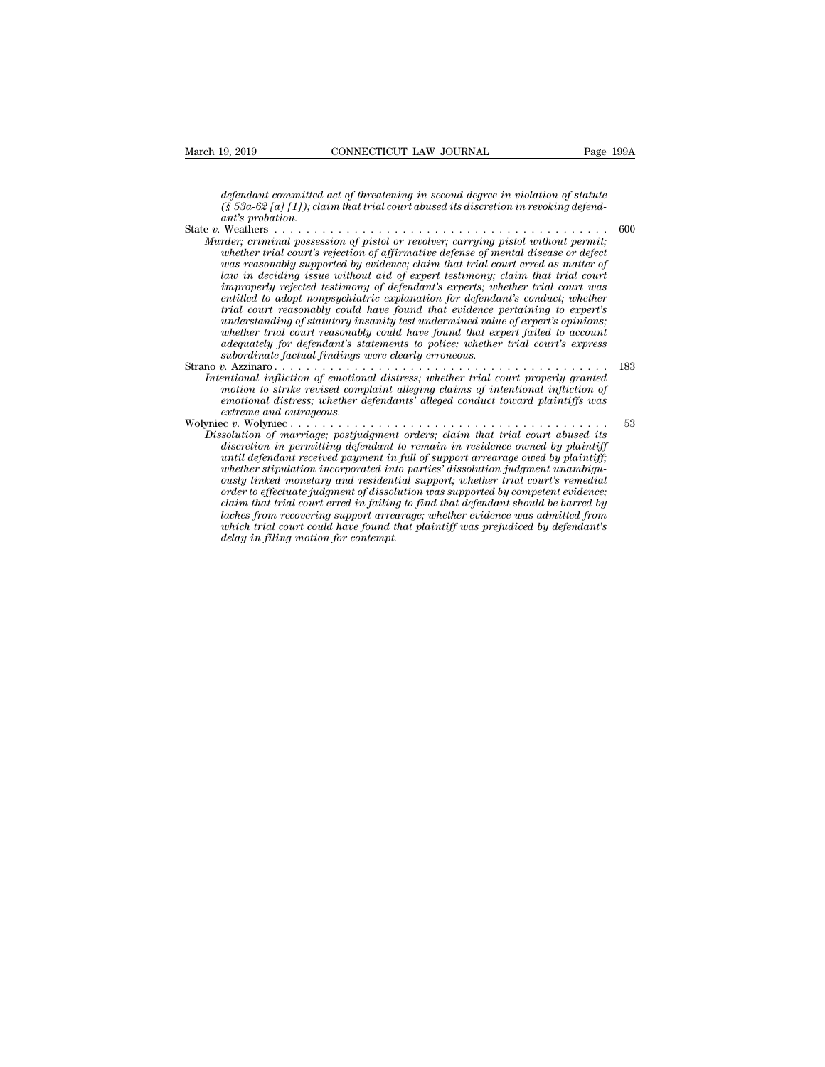*defendant committed act of threatening in second degree in violation of statute (§ 53a-62 [a] [1]); claim that trial court abused its discretion in revoking defendant's probation.*

State *v.* Weathers . . . . . . . . . . . . . . . . . . . . . . . . . . . . . . . . . . . . . . . . 600

*Murder; criminal possession of pistol or revolver; carrying pistol without permit; whether trial court's rejection of affirmative defense of mental disease or defect was reasonably supported by evidence; claim that trial court erred as matter of law in deciding issue without aid of expert testimony; claim that trial court improperly rejected testimony of defendant's experts; whether trial court was entitled to adopt nonpsychiatric explanation for defendant's conduct; whether trial court reasonably could have found that evidence pertaining to expert's understanding of statutory insanity test undermined value of expert's opinions; whether trial court reasonably could have found that expert failed to account adequately for defendant's statements to police; whether trial court's express subordinate factual findings were clearly erroneous.*

Strano *v.* Azzinaro . . . . . . . . . . . . . . . . . . . . . . . . . . . . . . . . . . . . . . . . 183

*Intentional infliction of emotional distress; whether trial court properly granted motion to strike revised complaint alleging claims of intentional infliction of emotional distress; whether defendants' alleged conduct toward plaintiffs was extreme and outrageous.*

Wolyniec *v.* Wolyniec . . . . . . . . . . . . . . . . . . . . . . . . . . . . . . . . . . . . . . . . 53

*Dissolution of marriage; postjudgment orders; claim that trial court abused its discretion in permitting defendant to remain in residence owned by plaintiff until defendant received payment in full of support arrearage owed by plaintiff; whether stipulation incorporated into parties' dissolution judgment unambiguously linked monetary and residential support; whether trial court's remedial order to effectuate judgment of dissolution was supported by competent evidence; claim that trial court erred in failing to find that defendant should be barred by laches from recovering support arrearage; whether evidence was admitted from which trial court could have found that plaintiff was prejudiced by defendant's delay in filing motion for contempt.*